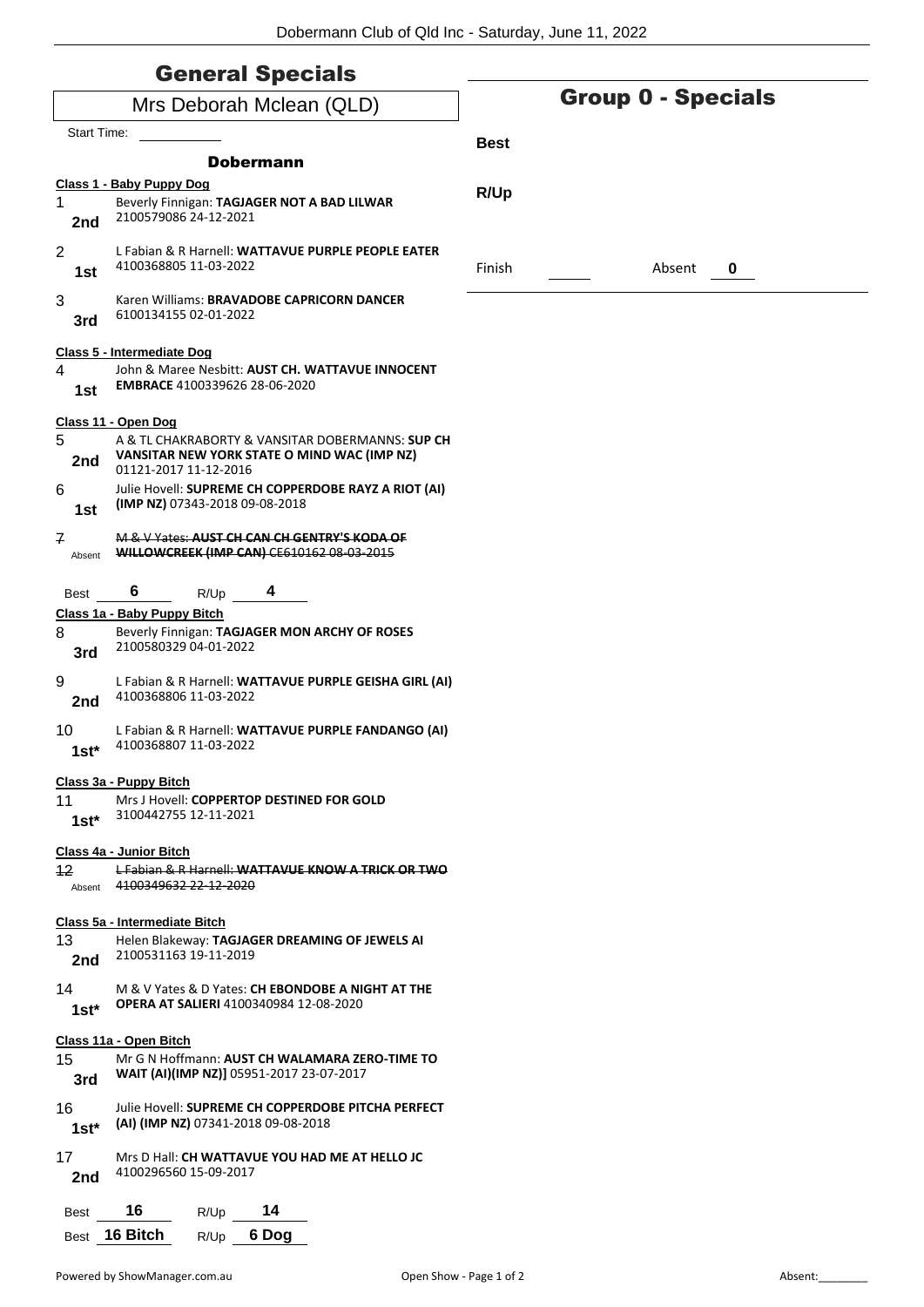# General Specials

## Mrs Deborah Mclean (QLD)

Start Time: \_\_\_\_\_\_\_\_\_\_

### Dobermann

**Class 1 - Baby Puppy Dog**

1 — 2nd — Beverly Finnigan: **TAGJAGER NOT A BAD LILWAR** 2100579086 24-12-2021

2 — 1st — L Fabian & R Harnell: **WATTAVUE PURPLE PEOPLE EATER** 4100368805 11-03-2022

3 — 3rd — Karen Williams: **BRAVADOBE CAPRICORN DANCER** 6100134155 02-01-2022

**Class 5 - Intermediate Dog**

4 — 1st — John & Maree Nesbitt: **AUST CH. WATTAVUE INNOCENT EMBRACE** 4100339626 28-06-2020

**Class 11 - Open Dog**

5 — 2nd — A & TL CHAKRABORTY & VANSITAR DOBERMANNS: **SUP CH VANSITAR NEW YORK STATE O MIND WAC (IMP NZ)** 01121-2017 11-12-2016

6 — 1st — Julie Hovell: **SUPREME CH COPPERDOBE RAYZ A RIOT (AI) (IMP NZ)** 07343-2018 09-08-2018

~~7 — Absent — M & V Yates: **AUST CH CAN CH GENTRY'S KODA OF WILLOWCREEK (IMP CAN)** CE610162 08-03-2015~~

Best **6** R/Up **4**

**Class 1a - Baby Puppy Bitch**

8 — 3rd — Beverly Finnigan: **TAGJAGER MON ARCHY OF ROSES** 2100580329 04-01-2022

9 — 2nd — L Fabian & R Harnell: **WATTAVUE PURPLE GEISHA GIRL (AI)** 4100368806 11-03-2022

10 — 1st* — L Fabian & R Harnell: **WATTAVUE PURPLE FANDANGO (AI)** 4100368807 11-03-2022

**Class 3a - Puppy Bitch**

11 — 1st* — Mrs J Hovell: **COPPERTOP DESTINED FOR GOLD** 3100442755 12-11-2021

**Class 4a - Junior Bitch**

~~12 — Absent — L Fabian & R Harnell: **WATTAVUE KNOW A TRICK OR TWO** 4100349632 22-12-2020~~

**Class 5a - Intermediate Bitch**

13 — 2nd — Helen Blakeway: **TAGJAGER DREAMING OF JEWELS AI** 2100531163 19-11-2019

14 — 1st* — M & V Yates & D Yates: **CH EBONDOBE A NIGHT AT THE OPERA AT SALIERI** 4100340984 12-08-2020

**Class 11a - Open Bitch**

15 — 3rd — Mr G N Hoffmann: **AUST CH WALAMARA ZERO-TIME TO WAIT (AI)(IMP NZ)]** 05951-2017 23-07-2017

16 — 1st* — Julie Hovell: **SUPREME CH COPPERDOBE PITCHA PERFECT (AI) (IMP NZ)** 07341-2018 09-08-2018

17 — 2nd — Mrs D Hall: **CH WATTAVUE YOU HAD ME AT HELLO JC** 4100296560 15-09-2017

Best **16** R/Up **14**

Best **16 Bitch** R/Up **6 Dog**

# Group 0 - Specials

**Best**

**R/Up**

Finish \_\_\_\_\_\_ Absent **0**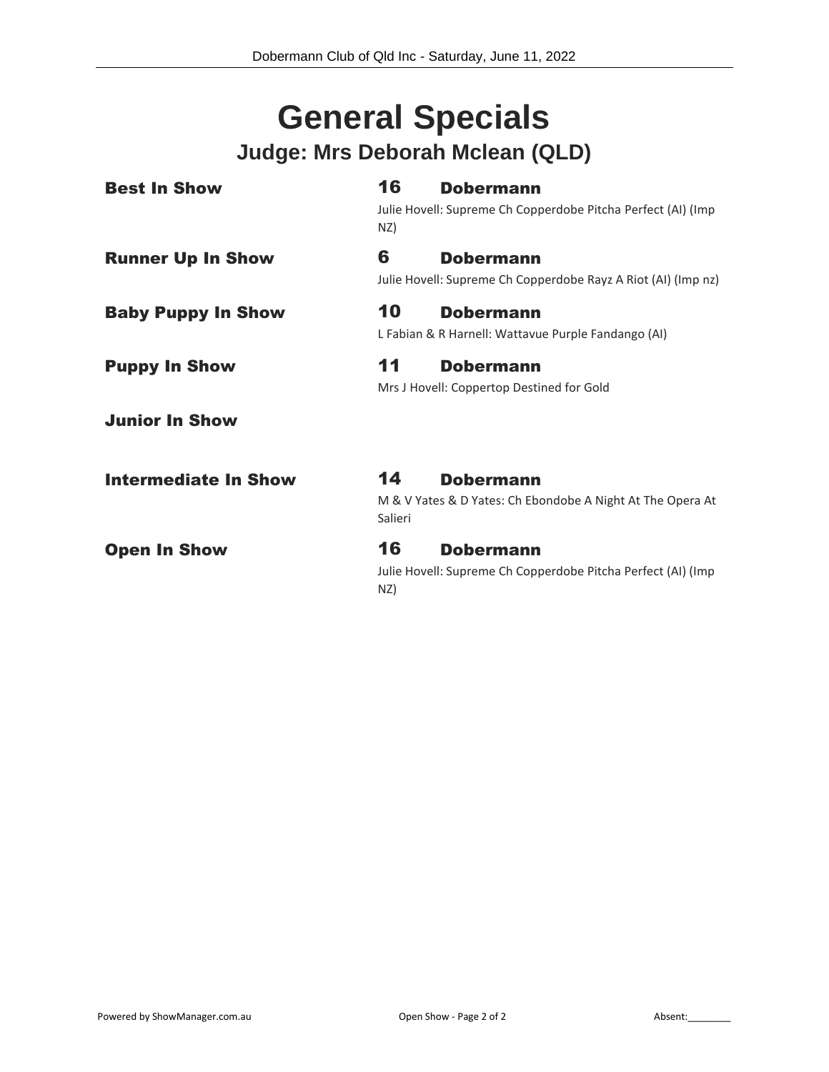# General Specials

## Judge: Mrs Deborah Mclean (QLD)

**Best In Show** — **16 Dobermann**
Julie Hovell: Supreme Ch Copperdobe Pitcha Perfect (AI) (Imp NZ)

**Runner Up In Show** — **6 Dobermann**
Julie Hovell: Supreme Ch Copperdobe Rayz A Riot (AI) (Imp nz)

**Baby Puppy In Show** — **10 Dobermann**
L Fabian & R Harnell: Wattavue Purple Fandango (AI)

**Puppy In Show** — **11 Dobermann**
Mrs J Hovell: Coppertop Destined for Gold

**Junior In Show**

**Intermediate In Show** — **14 Dobermann**
M & V Yates & D Yates: Ch Ebondobe A Night At The Opera At Salieri

**Open In Show** — **16 Dobermann**
Julie Hovell: Supreme Ch Copperdobe Pitcha Perfect (AI) (Imp NZ)